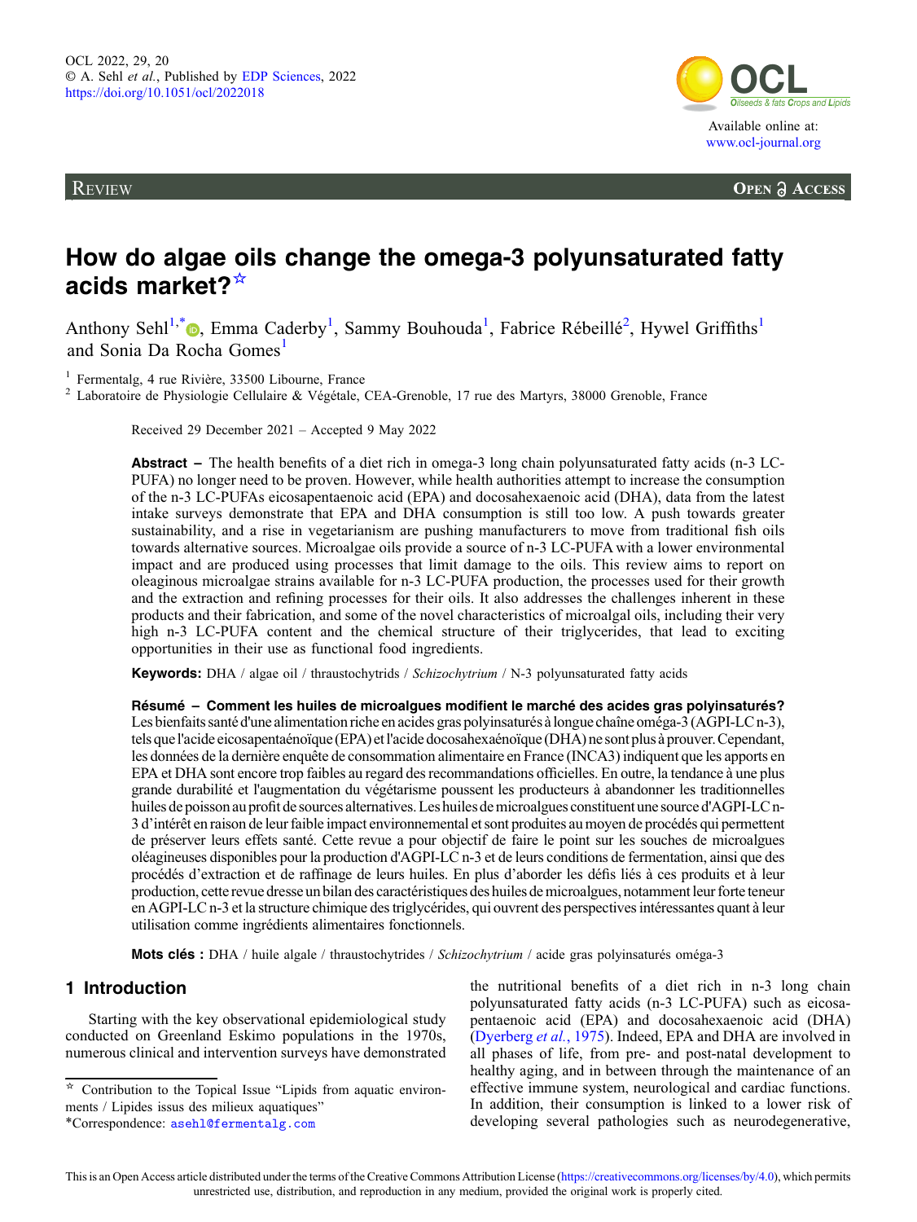REVIEW

OPEN ACCESS

# How do algae oils change the omega-3 polyunsaturated fatty acids market?[☆]

Anthony Sehl[1,*], Emma Caderby[1], Sammy Bouhouda[1], Fabrice Rébeillé[2], Hywel Griffiths[1] and Sonia Da Rocha Gomes[1]

[1] Fermentalg, 4 rue Rivière, 33500 Libourne, France

[2] Laboratoire de Physiologie Cellulaire & Végétale, CEA-Grenoble, 17 rue des Martyrs, 38000 Grenoble, France

Received 29 December 2021 – Accepted 9 May 2022

**Abstract –** The health benefits of a diet rich in omega-3 long chain polyunsaturated fatty acids (n-3 LC-PUFA) no longer need to be proven. However, while health authorities attempt to increase the consumption of the n-3 LC-PUFAs eicosapentaenoic acid (EPA) and docosahexaenoic acid (DHA), data from the latest intake surveys demonstrate that EPA and DHA consumption is still too low. A push towards greater sustainability, and a rise in vegetarianism are pushing manufacturers to move from traditional fish oils towards alternative sources. Microalgae oils provide a source of n-3 LC-PUFA with a lower environmental impact and are produced using processes that limit damage to the oils. This review aims to report on oleaginous microalgae strains available for n-3 LC-PUFA production, the processes used for their growth and the extraction and refining processes for their oils. It also addresses the challenges inherent in these products and their fabrication, and some of the novel characteristics of microalgal oils, including their very high n-3 LC-PUFA content and the chemical structure of their triglycerides, that lead to exciting opportunities in their use as functional food ingredients.

**Keywords:** DHA / algae oil / thraustochytrids / *Schizochytrium* / N-3 polyunsaturated fatty acids

**Résumé – Comment les huiles de microalgues modifient le marché des acides gras polyinsaturés?** Les bienfaits santé d'une alimentation riche en acides gras polyinsaturés à longue chaîne oméga-3 (AGPI-LC n-3), tels que l'acide eicosapentaénoïque (EPA) et l'acide docosahexaénoïque (DHA) ne sont plus à prouver. Cependant, les données de la dernière enquête de consommation alimentaire en France (INCA3) indiquent que les apports en EPA et DHA sont encore trop faibles au regard des recommandations officielles. En outre, la tendance à une plus grande durabilité et l'augmentation du végétarisme poussent les producteurs à abandonner les traditionnelles huiles de poisson au profit de sources alternatives. Les huiles de microalgues constituent une source d'AGPI-LC n-3 d'intérêt en raison de leur faible impact environnemental et sont produites au moyen de procédés qui permettent de préserver leurs effets santé. Cette revue a pour objectif de faire le point sur les souches de microalgues oléagineuses disponibles pour la production d'AGPI-LC n-3 et de leurs conditions de fermentation, ainsi que des procédés d'extraction et de raffinage de leurs huiles. En plus d'aborder les défis liés à ces produits et à leur production, cette revue dresse un bilan des caractéristiques des huiles de microalgues, notamment leur forte teneur en AGPI-LC n-3 et la structure chimique des triglycérides, qui ouvrent des perspectives intéressantes quant à leur utilisation comme ingrédients alimentaires fonctionnels.

**Mots clés :** DHA / huile algale / thraustochytrides / *Schizochytrium* / acide gras polyinsaturés oméga-3

## 1 Introduction

Starting with the key observational epidemiological study conducted on Greenland Eskimo populations in the 1970s, numerous clinical and intervention surveys have demonstrated the nutritional benefits of a diet rich in n-3 long chain polyunsaturated fatty acids (n-3 LC-PUFA) such as eicosapentaenoic acid (EPA) and docosahexaenoic acid (DHA) (Dyerberg *et al.*, 1975). Indeed, EPA and DHA are involved in all phases of life, from pre- and post-natal development to healthy aging, and in between through the maintenance of an effective immune system, neurological and cardiac functions. In addition, their consumption is linked to a lower risk of developing several pathologies such as neurodegenerative,

[☆] Contribution to the Topical Issue "Lipids from aquatic environments / Lipides issus des milieux aquatiques"

*Correspondence: asehl@fermentalg.com

This is an Open Access article distributed under the terms of the Creative Commons Attribution License (https://creativecommons.org/licenses/by/4.0), which permits unrestricted use, distribution, and reproduction in any medium, provided the original work is properly cited.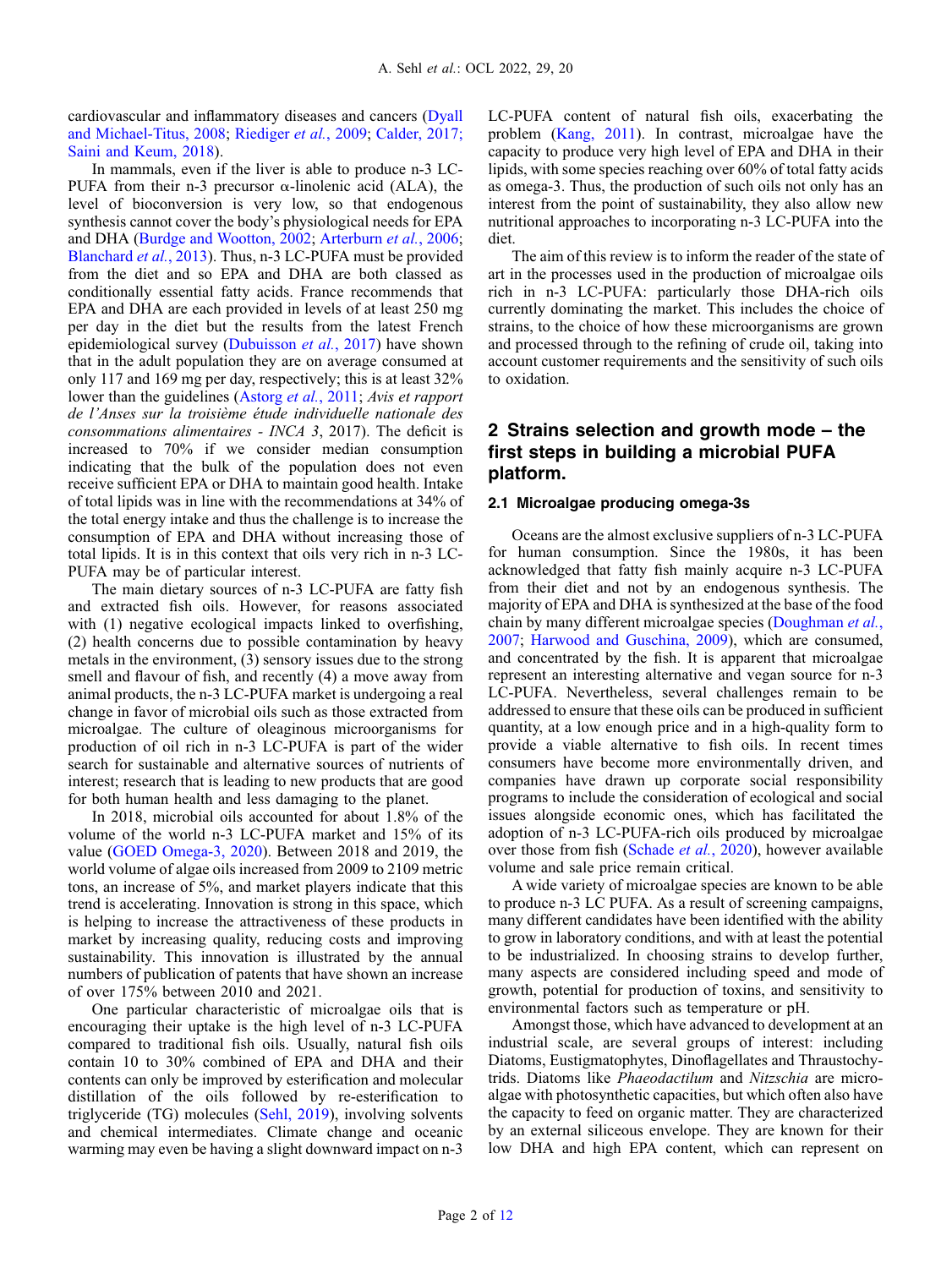cardiovascular and inflammatory diseases and cancers (Dyall and Michael-Titus, 2008; Riediger *et al.*, 2009; Calder, 2017; Saini and Keum, 2018).

In mammals, even if the liver is able to produce n-3 LC-PUFA from their n-3 precursor α-linolenic acid (ALA), the level of bioconversion is very low, so that endogenous synthesis cannot cover the body's physiological needs for EPA and DHA (Burdge and Wootton, 2002; Arterburn *et al.*, 2006; Blanchard *et al.*, 2013). Thus, n-3 LC-PUFA must be provided from the diet and so EPA and DHA are both classed as conditionally essential fatty acids. France recommends that EPA and DHA are each provided in levels of at least 250 mg per day in the diet but the results from the latest French epidemiological survey (Dubuisson *et al.*, 2017) have shown that in the adult population they are on average consumed at only 117 and 169 mg per day, respectively; this is at least 32% lower than the guidelines (Astorg *et al.*, 2011; *Avis et rapport de l'Anses sur la troisième étude individuelle nationale des consommations alimentaires - INCA 3*, 2017). The deficit is increased to 70% if we consider median consumption indicating that the bulk of the population does not even receive sufficient EPA or DHA to maintain good health. Intake of total lipids was in line with the recommendations at 34% of the total energy intake and thus the challenge is to increase the consumption of EPA and DHA without increasing those of total lipids. It is in this context that oils very rich in n-3 LC-PUFA may be of particular interest.

The main dietary sources of n-3 LC-PUFA are fatty fish and extracted fish oils. However, for reasons associated with (1) negative ecological impacts linked to overfishing, (2) health concerns due to possible contamination by heavy metals in the environment, (3) sensory issues due to the strong smell and flavour of fish, and recently (4) a move away from animal products, the n-3 LC-PUFA market is undergoing a real change in favor of microbial oils such as those extracted from microalgae. The culture of oleaginous microorganisms for production of oil rich in n-3 LC-PUFA is part of the wider search for sustainable and alternative sources of nutrients of interest; research that is leading to new products that are good for both human health and less damaging to the planet.

In 2018, microbial oils accounted for about 1.8% of the volume of the world n-3 LC-PUFA market and 15% of its value (GOED Omega-3, 2020). Between 2018 and 2019, the world volume of algae oils increased from 2009 to 2109 metric tons, an increase of 5%, and market players indicate that this trend is accelerating. Innovation is strong in this space, which is helping to increase the attractiveness of these products in market by increasing quality, reducing costs and improving sustainability. This innovation is illustrated by the annual numbers of publication of patents that have shown an increase of over 175% between 2010 and 2021.

One particular characteristic of microalgae oils that is encouraging their uptake is the high level of n-3 LC-PUFA compared to traditional fish oils. Usually, natural fish oils contain 10 to 30% combined of EPA and DHA and their contents can only be improved by esterification and molecular distillation of the oils followed by re-esterification to triglyceride (TG) molecules (Sehl, 2019), involving solvents and chemical intermediates. Climate change and oceanic warming may even be having a slight downward impact on n-3 LC-PUFA content of natural fish oils, exacerbating the problem (Kang, 2011). In contrast, microalgae have the capacity to produce very high level of EPA and DHA in their lipids, with some species reaching over 60% of total fatty acids as omega-3. Thus, the production of such oils not only has an interest from the point of sustainability, they also allow new nutritional approaches to incorporating n-3 LC-PUFA into the diet.

The aim of this review is to inform the reader of the state of art in the processes used in the production of microalgae oils rich in n-3 LC-PUFA: particularly those DHA-rich oils currently dominating the market. This includes the choice of strains, to the choice of how these microorganisms are grown and processed through to the refining of crude oil, taking into account customer requirements and the sensitivity of such oils to oxidation.

## 2 Strains selection and growth mode – the first steps in building a microbial PUFA platform.

### 2.1 Microalgae producing omega-3s

Oceans are the almost exclusive suppliers of n-3 LC-PUFA for human consumption. Since the 1980s, it has been acknowledged that fatty fish mainly acquire n-3 LC-PUFA from their diet and not by an endogenous synthesis. The majority of EPA and DHA is synthesized at the base of the food chain by many different microalgae species (Doughman *et al.*, 2007; Harwood and Guschina, 2009), which are consumed, and concentrated by the fish. It is apparent that microalgae represent an interesting alternative and vegan source for n-3 LC-PUFA. Nevertheless, several challenges remain to be addressed to ensure that these oils can be produced in sufficient quantity, at a low enough price and in a high-quality form to provide a viable alternative to fish oils. In recent times consumers have become more environmentally driven, and companies have drawn up corporate social responsibility programs to include the consideration of ecological and social issues alongside economic ones, which has facilitated the adoption of n-3 LC-PUFA-rich oils produced by microalgae over those from fish (Schade *et al.*, 2020), however available volume and sale price remain critical.

A wide variety of microalgae species are known to be able to produce n-3 LC PUFA. As a result of screening campaigns, many different candidates have been identified with the ability to grow in laboratory conditions, and with at least the potential to be industrialized. In choosing strains to develop further, many aspects are considered including speed and mode of growth, potential for production of toxins, and sensitivity to environmental factors such as temperature or pH.

Amongst those, which have advanced to development at an industrial scale, are several groups of interest: including Diatoms, Eustigmatophytes, Dinoflagellates and Thraustochytrids. Diatoms like *Phaeodactilum* and *Nitzschia* are microalgae with photosynthetic capacities, but which often also have the capacity to feed on organic matter. They are characterized by an external siliceous envelope. They are known for their low DHA and high EPA content, which can represent on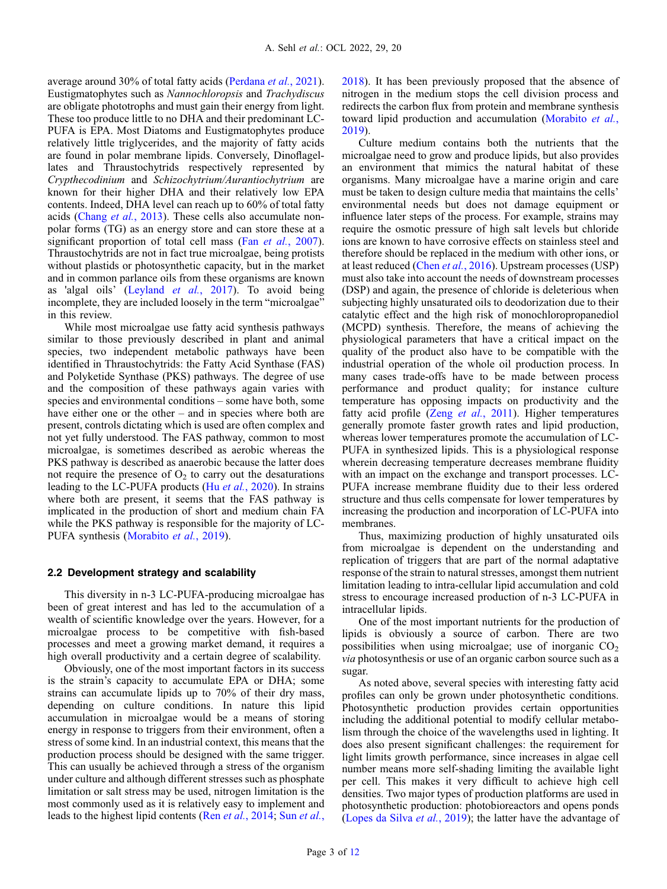average around 30% of total fatty acids (Perdana *et al.*, 2021). Eustigmatophytes such as *Nannochloropsis* and *Trachydiscus* are obligate phototrophs and must gain their energy from light. These too produce little to no DHA and their predominant LC-PUFA is EPA. Most Diatoms and Eustigmatophytes produce relatively little triglycerides, and the majority of fatty acids are found in polar membrane lipids. Conversely, Dinoflagellates and Thraustochytrids respectively represented by *Crypthecodinium* and *Schizochytrium/Aurantiochytrium* are known for their higher DHA and their relatively low EPA contents. Indeed, DHA level can reach up to 60% of total fatty acids (Chang *et al.*, 2013). These cells also accumulate non-polar forms (TG) as an energy store and can store these at a significant proportion of total cell mass (Fan *et al.*, 2007). Thraustochytrids are not in fact true microalgae, being protists without plastids or photosynthetic capacity, but in the market and in common parlance oils from these organisms are known as 'algal oils' (Leyland *et al.*, 2017). To avoid being incomplete, they are included loosely in the term "microalgae" in this review.

While most microalgae use fatty acid synthesis pathways similar to those previously described in plant and animal species, two independent metabolic pathways have been identified in Thraustochytrids: the Fatty Acid Synthase (FAS) and Polyketide Synthase (PKS) pathways. The degree of use and the composition of these pathways again varies with species and environmental conditions – some have both, some have either one or the other – and in species where both are present, controls dictating which is used are often complex and not yet fully understood. The FAS pathway, common to most microalgae, is sometimes described as aerobic whereas the PKS pathway is described as anaerobic because the latter does not require the presence of $O_2$ to carry out the desaturations leading to the LC-PUFA products (Hu *et al.*, 2020). In strains where both are present, it seems that the FAS pathway is implicated in the production of short and medium chain FA while the PKS pathway is responsible for the majority of LC-PUFA synthesis (Morabito *et al.*, 2019).

### 2.2 Development strategy and scalability

This diversity in n-3 LC-PUFA-producing microalgae has been of great interest and has led to the accumulation of a wealth of scientific knowledge over the years. However, for a microalgae process to be competitive with fish-based processes and meet a growing market demand, it requires a high overall productivity and a certain degree of scalability.

Obviously, one of the most important factors in its success is the strain's capacity to accumulate EPA or DHA; some strains can accumulate lipids up to 70% of their dry mass, depending on culture conditions. In nature this lipid accumulation in microalgae would be a means of storing energy in response to triggers from their environment, often a stress of some kind. In an industrial context, this means that the production process should be designed with the same trigger. This can usually be achieved through a stress of the organism under culture and although different stresses such as phosphate limitation or salt stress may be used, nitrogen limitation is the most commonly used as it is relatively easy to implement and leads to the highest lipid contents (Ren *et al.*, 2014; Sun *et al.*, 2018). It has been previously proposed that the absence of nitrogen in the medium stops the cell division process and redirects the carbon flux from protein and membrane synthesis toward lipid production and accumulation (Morabito *et al.*, 2019).

Culture medium contains both the nutrients that the microalgae need to grow and produce lipids, but also provides an environment that mimics the natural habitat of these organisms. Many microalgae have a marine origin and care must be taken to design culture media that maintains the cells' environmental needs but does not damage equipment or influence later steps of the process. For example, strains may require the osmotic pressure of high salt levels but chloride ions are known to have corrosive effects on stainless steel and therefore should be replaced in the medium with other ions, or at least reduced (Chen *et al.*, 2016). Upstream processes (USP) must also take into account the needs of downstream processes (DSP) and again, the presence of chloride is deleterious when subjecting highly unsaturated oils to deodorization due to their catalytic effect and the high risk of monochloropropanediol (MCPD) synthesis. Therefore, the means of achieving the physiological parameters that have a critical impact on the quality of the product also have to be compatible with the industrial operation of the whole oil production process. In many cases trade-offs have to be made between process performance and product quality; for instance culture temperature has opposing impacts on productivity and the fatty acid profile (Zeng *et al.*, 2011). Higher temperatures generally promote faster growth rates and lipid production, whereas lower temperatures promote the accumulation of LC-PUFA in synthesized lipids. This is a physiological response wherein decreasing temperature decreases membrane fluidity with an impact on the exchange and transport processes. LC-PUFA increase membrane fluidity due to their less ordered structure and thus cells compensate for lower temperatures by increasing the production and incorporation of LC-PUFA into membranes.

Thus, maximizing production of highly unsaturated oils from microalgae is dependent on the understanding and replication of triggers that are part of the normal adaptative response of the strain to natural stresses, amongst them nutrient limitation leading to intra-cellular lipid accumulation and cold stress to encourage increased production of n-3 LC-PUFA in intracellular lipids.

One of the most important nutrients for the production of lipids is obviously a source of carbon. There are two possibilities when using microalgae; use of inorganic $CO_2$ *via* photosynthesis or use of an organic carbon source such as a sugar.

As noted above, several species with interesting fatty acid profiles can only be grown under photosynthetic conditions. Photosynthetic production provides certain opportunities including the additional potential to modify cellular metabolism through the choice of the wavelengths used in lighting. It does also present significant challenges: the requirement for light limits growth performance, since increases in algae cell number means more self-shading limiting the available light per cell. This makes it very difficult to achieve high cell densities. Two major types of production platforms are used in photosynthetic production: photobioreactors and opens ponds (Lopes da Silva *et al.*, 2019); the latter have the advantage of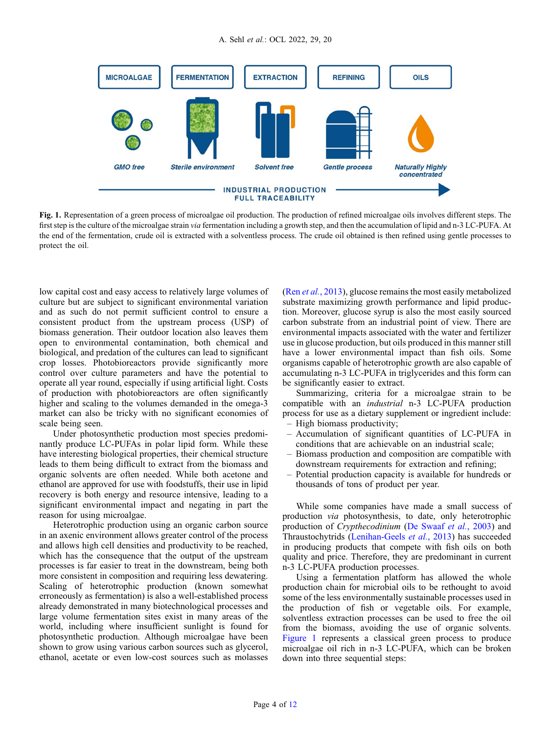MICROALGAE | FERMENTATION | EXTRACTION | REFINING | OILS

GMO free | Sterile environment | Solvent free | Gentle process | Naturally Highly concentrated

INDUSTRIAL PRODUCTION FULL TRACEABILITY

**Fig. 1.** Representation of a green process of microalgae oil production. The production of refined microalgae oils involves different steps. The first step is the culture of the microalgae strain *via* fermentation including a growth step, and then the accumulation of lipid and n-3 LC-PUFA. At the end of the fermentation, crude oil is extracted with a solventless process. The crude oil obtained is then refined using gentle processes to protect the oil.

low capital cost and easy access to relatively large volumes of culture but are subject to significant environmental variation and as such do not permit sufficient control to ensure a consistent product from the upstream process (USP) of biomass generation. Their outdoor location also leaves them open to environmental contamination, both chemical and biological, and predation of the cultures can lead to significant crop losses. Photobioreactors provide significantly more control over culture parameters and have the potential to operate all year round, especially if using artificial light. Costs of production with photobioreactors are often significantly higher and scaling to the volumes demanded in the omega-3 market can also be tricky with no significant economies of scale being seen.

Under photosynthetic production most species predominantly produce LC-PUFAs in polar lipid form. While these have interesting biological properties, their chemical structure leads to them being difficult to extract from the biomass and organic solvents are often needed. While both acetone and ethanol are approved for use with foodstuffs, their use in lipid recovery is both energy and resource intensive, leading to a significant environmental impact and negating in part the reason for using microalgae.

Heterotrophic production using an organic carbon source in an axenic environment allows greater control of the process and allows high cell densities and productivity to be reached, which has the consequence that the output of the upstream processes is far easier to treat in the downstream, being both more consistent in composition and requiring less dewatering. Scaling of heterotrophic production (known somewhat erroneously as fermentation) is also a well-established process already demonstrated in many biotechnological processes and large volume fermentation sites exist in many areas of the world, including where insufficient sunlight is found for photosynthetic production. Although microalgae have been shown to grow using various carbon sources such as glycerol, ethanol, acetate or even low-cost sources such as molasses (Ren *et al.*, 2013), glucose remains the most easily metabolized substrate maximizing growth performance and lipid production. Moreover, glucose syrup is also the most easily sourced carbon substrate from an industrial point of view. There are environmental impacts associated with the water and fertilizer use in glucose production, but oils produced in this manner still have a lower environmental impact than fish oils. Some organisms capable of heterotrophic growth are also capable of accumulating n-3 LC-PUFA in triglycerides and this form can be significantly easier to extract.

Summarizing, criteria for a microalgae strain to be compatible with an *industrial* n-3 LC-PUFA production process for use as a dietary supplement or ingredient include:

- High biomass productivity;
- Accumulation of significant quantities of LC-PUFA in conditions that are achievable on an industrial scale;
- Biomass production and composition are compatible with downstream requirements for extraction and refining;
- Potential production capacity is available for hundreds or thousands of tons of product per year.

While some companies have made a small success of production *via* photosynthesis, to date, only heterotrophic production of *Crypthecodinium* (De Swaaf *et al.*, 2003) and Thraustochytrids (Lenihan-Geels *et al.*, 2013) has succeeded in producing products that compete with fish oils on both quality and price. Therefore, they are predominant in current n-3 LC-PUFA production processes.

Using a fermentation platform has allowed the whole production chain for microbial oils to be rethought to avoid some of the less environmentally sustainable processes used in the production of fish or vegetable oils. For example, solventless extraction processes can be used to free the oil from the biomass, avoiding the use of organic solvents. Figure 1 represents a classical green process to produce microalgae oil rich in n-3 LC-PUFA, which can be broken down into three sequential steps: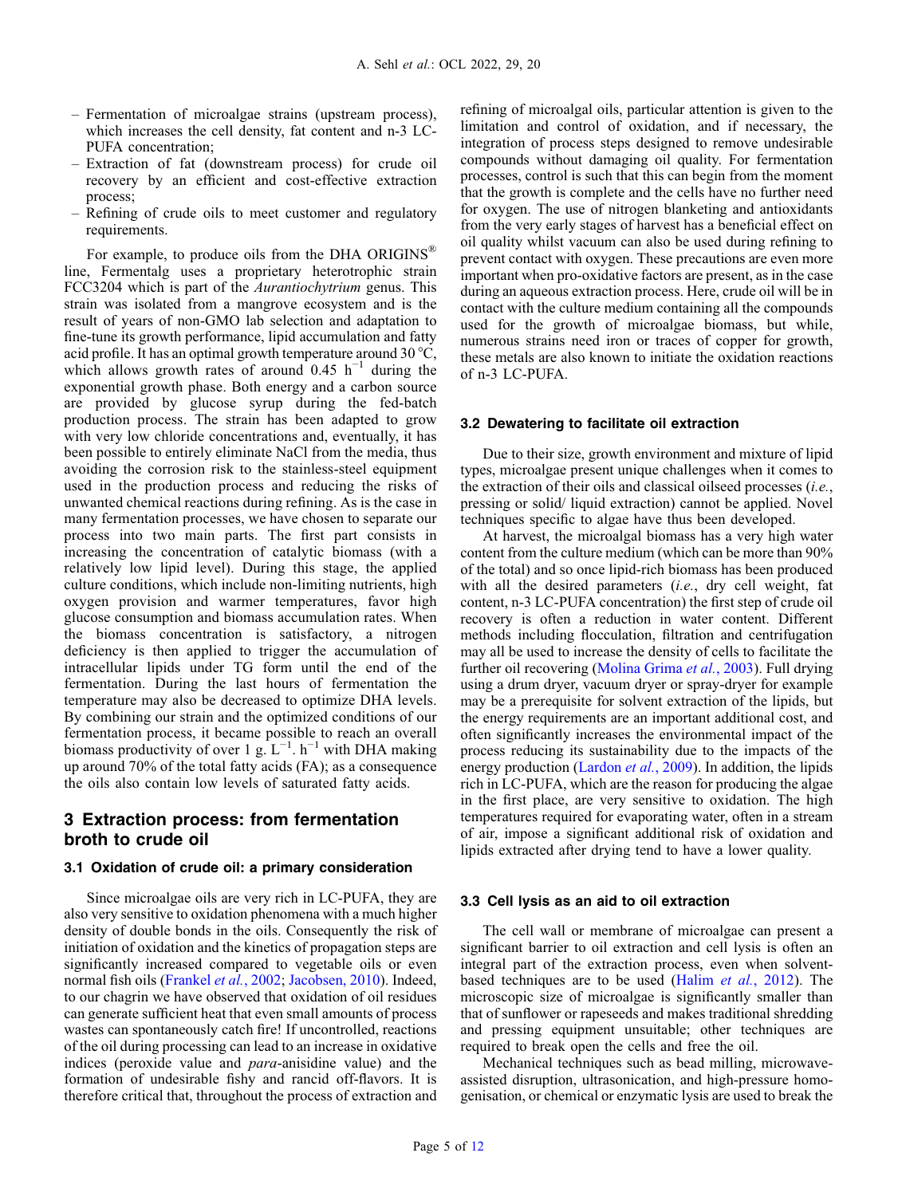- Fermentation of microalgae strains (upstream process), which increases the cell density, fat content and n-3 LC-PUFA concentration;
- Extraction of fat (downstream process) for crude oil recovery by an efficient and cost-effective extraction process;
- Refining of crude oils to meet customer and regulatory requirements.

For example, to produce oils from the DHA ORIGINS® line, Fermentalg uses a proprietary heterotrophic strain FCC3204 which is part of the *Aurantiochytrium* genus. This strain was isolated from a mangrove ecosystem and is the result of years of non-GMO lab selection and adaptation to fine-tune its growth performance, lipid accumulation and fatty acid profile. It has an optimal growth temperature around 30 °C, which allows growth rates of around 0.45 $h^{-1}$ during the exponential growth phase. Both energy and a carbon source are provided by glucose syrup during the fed-batch production process. The strain has been adapted to grow with very low chloride concentrations and, eventually, it has been possible to entirely eliminate NaCl from the media, thus avoiding the corrosion risk to the stainless-steel equipment used in the production process and reducing the risks of unwanted chemical reactions during refining. As is the case in many fermentation processes, we have chosen to separate our process into two main parts. The first part consists in increasing the concentration of catalytic biomass (with a relatively low lipid level). During this stage, the applied culture conditions, which include non-limiting nutrients, high oxygen provision and warmer temperatures, favor high glucose consumption and biomass accumulation rates. When the biomass concentration is satisfactory, a nitrogen deficiency is then applied to trigger the accumulation of intracellular lipids under TG form until the end of the fermentation. During the last hours of fermentation the temperature may also be decreased to optimize DHA levels. By combining our strain and the optimized conditions of our fermentation process, it became possible to reach an overall biomass productivity of over 1 g. $L^{-1}$. $h^{-1}$ with DHA making up around 70% of the total fatty acids (FA); as a consequence the oils also contain low levels of saturated fatty acids.

## 3 Extraction process: from fermentation broth to crude oil

### 3.1 Oxidation of crude oil: a primary consideration

Since microalgae oils are very rich in LC-PUFA, they are also very sensitive to oxidation phenomena with a much higher density of double bonds in the oils. Consequently the risk of initiation of oxidation and the kinetics of propagation steps are significantly increased compared to vegetable oils or even normal fish oils (Frankel *et al.*, 2002; Jacobsen, 2010). Indeed, to our chagrin we have observed that oxidation of oil residues can generate sufficient heat that even small amounts of process wastes can spontaneously catch fire! If uncontrolled, reactions of the oil during processing can lead to an increase in oxidative indices (peroxide value and *para*-anisidine value) and the formation of undesirable fishy and rancid off-flavors. It is therefore critical that, throughout the process of extraction and refining of microalgal oils, particular attention is given to the limitation and control of oxidation, and if necessary, the integration of process steps designed to remove undesirable compounds without damaging oil quality. For fermentation processes, control is such that this can begin from the moment that the growth is complete and the cells have no further need for oxygen. The use of nitrogen blanketing and antioxidants from the very early stages of harvest has a beneficial effect on oil quality whilst vacuum can also be used during refining to prevent contact with oxygen. These precautions are even more important when pro-oxidative factors are present, as in the case during an aqueous extraction process. Here, crude oil will be in contact with the culture medium containing all the compounds used for the growth of microalgae biomass, but while, numerous strains need iron or traces of copper for growth, these metals are also known to initiate the oxidation reactions of n-3 LC-PUFA.

### 3.2 Dewatering to facilitate oil extraction

Due to their size, growth environment and mixture of lipid types, microalgae present unique challenges when it comes to the extraction of their oils and classical oilseed processes (*i.e.*, pressing or solid/ liquid extraction) cannot be applied. Novel techniques specific to algae have thus been developed.

At harvest, the microalgal biomass has a very high water content from the culture medium (which can be more than 90% of the total) and so once lipid-rich biomass has been produced with all the desired parameters (*i.e.*, dry cell weight, fat content, n-3 LC-PUFA concentration) the first step of crude oil recovery is often a reduction in water content. Different methods including flocculation, filtration and centrifugation may all be used to increase the density of cells to facilitate the further oil recovering (Molina Grima *et al.*, 2003). Full drying using a drum dryer, vacuum dryer or spray-dryer for example may be a prerequisite for solvent extraction of the lipids, but the energy requirements are an important additional cost, and often significantly increases the environmental impact of the process reducing its sustainability due to the impacts of the energy production (Lardon *et al.*, 2009). In addition, the lipids rich in LC-PUFA, which are the reason for producing the algae in the first place, are very sensitive to oxidation. The high temperatures required for evaporating water, often in a stream of air, impose a significant additional risk of oxidation and lipids extracted after drying tend to have a lower quality.

### 3.3 Cell lysis as an aid to oil extraction

The cell wall or membrane of microalgae can present a significant barrier to oil extraction and cell lysis is often an integral part of the extraction process, even when solvent-based techniques are to be used (Halim *et al.*, 2012). The microscopic size of microalgae is significantly smaller than that of sunflower or rapeseeds and makes traditional shredding and pressing equipment unsuitable; other techniques are required to break open the cells and free the oil.

Mechanical techniques such as bead milling, microwave-assisted disruption, ultrasonication, and high-pressure homogenisation, or chemical or enzymatic lysis are used to break the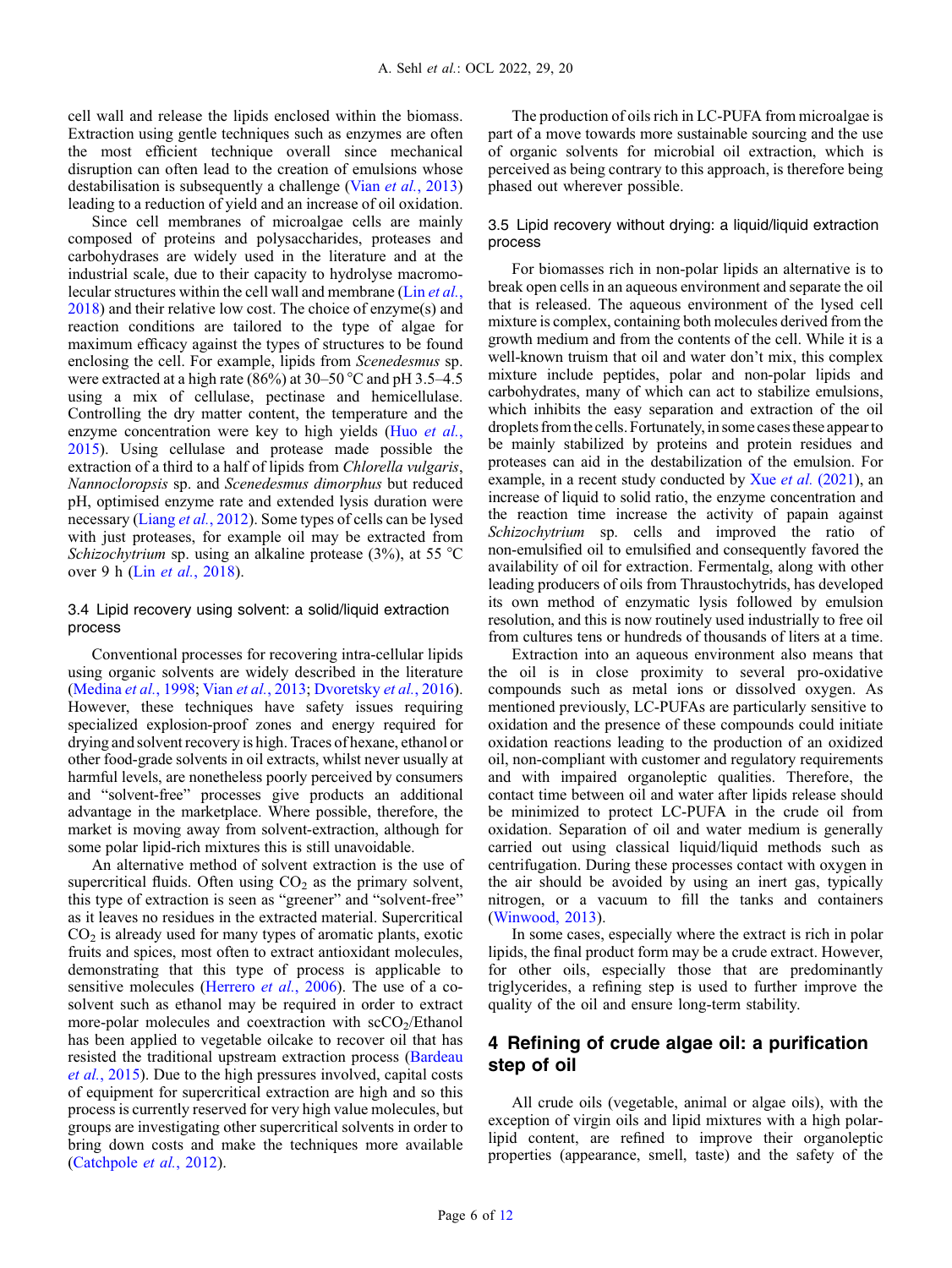cell wall and release the lipids enclosed within the biomass. Extraction using gentle techniques such as enzymes are often the most efficient technique overall since mechanical disruption can often lead to the creation of emulsions whose destabilisation is subsequently a challenge (Vian *et al.*, 2013) leading to a reduction of yield and an increase of oil oxidation.

Since cell membranes of microalgae cells are mainly composed of proteins and polysaccharides, proteases and carbohydrases are widely used in the literature and at the industrial scale, due to their capacity to hydrolyse macromolecular structures within the cell wall and membrane (Lin *et al.*, 2018) and their relative low cost. The choice of enzyme(s) and reaction conditions are tailored to the type of algae for maximum efficacy against the types of structures to be found enclosing the cell. For example, lipids from *Scenedesmus* sp. were extracted at a high rate (86%) at 30–50 °C and pH 3.5–4.5 using a mix of cellulase, pectinase and hemicellulase. Controlling the dry matter content, the temperature and the enzyme concentration were key to high yields (Huo *et al.*, 2015). Using cellulase and protease made possible the extraction of a third to a half of lipids from *Chlorella vulgaris*, *Nannocloropsis* sp. and *Scenedesmus dimorphus* but reduced pH, optimised enzyme rate and extended lysis duration were necessary (Liang *et al.*, 2012). Some types of cells can be lysed with just proteases, for example oil may be extracted from *Schizochytrium* sp. using an alkaline protease (3%), at 55 °C over 9 h (Lin *et al.*, 2018).

### 3.4 Lipid recovery using solvent: a solid/liquid extraction process

Conventional processes for recovering intra-cellular lipids using organic solvents are widely described in the literature (Medina *et al.*, 1998; Vian *et al.*, 2013; Dvoretsky *et al.*, 2016). However, these techniques have safety issues requiring specialized explosion-proof zones and energy required for drying and solvent recovery is high. Traces of hexane, ethanol or other food-grade solvents in oil extracts, whilst never usually at harmful levels, are nonetheless poorly perceived by consumers and "solvent-free" processes give products an additional advantage in the marketplace. Where possible, therefore, the market is moving away from solvent-extraction, although for some polar lipid-rich mixtures this is still unavoidable.

An alternative method of solvent extraction is the use of supercritical fluids. Often using $CO_2$ as the primary solvent, this type of extraction is seen as "greener" and "solvent-free" as it leaves no residues in the extracted material. Supercritical $CO_2$ is already used for many types of aromatic plants, exotic fruits and spices, most often to extract antioxidant molecules, demonstrating that this type of process is applicable to sensitive molecules (Herrero *et al.*, 2006). The use of a co-solvent such as ethanol may be required in order to extract more-polar molecules and coextraction with $scCO_2$/Ethanol has been applied to vegetable oilcake to recover oil that has resisted the traditional upstream extraction process (Bardeau *et al.*, 2015). Due to the high pressures involved, capital costs of equipment for supercritical extraction are high and so this process is currently reserved for very high value molecules, but groups are investigating other supercritical solvents in order to bring down costs and make the techniques more available (Catchpole *et al.*, 2012).

The production of oils rich in LC-PUFA from microalgae is part of a move towards more sustainable sourcing and the use of organic solvents for microbial oil extraction, which is perceived as being contrary to this approach, is therefore being phased out wherever possible.

### 3.5 Lipid recovery without drying: a liquid/liquid extraction process

For biomasses rich in non-polar lipids an alternative is to break open cells in an aqueous environment and separate the oil that is released. The aqueous environment of the lysed cell mixture is complex, containing both molecules derived from the growth medium and from the contents of the cell. While it is a well-known truism that oil and water don't mix, this complex mixture include peptides, polar and non-polar lipids and carbohydrates, many of which can act to stabilize emulsions, which inhibits the easy separation and extraction of the oil droplets from the cells. Fortunately, in some cases these appear to be mainly stabilized by proteins and protein residues and proteases can aid in the destabilization of the emulsion. For example, in a recent study conducted by Xue *et al.* (2021), an increase of liquid to solid ratio, the enzyme concentration and the reaction time increase the activity of papain against *Schizochytrium* sp. cells and improved the ratio of non-emulsified oil to emulsified and consequently favored the availability of oil for extraction. Fermentalg, along with other leading producers of oils from Thraustochytrids, has developed its own method of enzymatic lysis followed by emulsion resolution, and this is now routinely used industrially to free oil from cultures tens or hundreds of thousands of liters at a time.

Extraction into an aqueous environment also means that the oil is in close proximity to several pro-oxidative compounds such as metal ions or dissolved oxygen. As mentioned previously, LC-PUFAs are particularly sensitive to oxidation and the presence of these compounds could initiate oxidation reactions leading to the production of an oxidized oil, non-compliant with customer and regulatory requirements and with impaired organoleptic qualities. Therefore, the contact time between oil and water after lipids release should be minimized to protect LC-PUFA in the crude oil from oxidation. Separation of oil and water medium is generally carried out using classical liquid/liquid methods such as centrifugation. During these processes contact with oxygen in the air should be avoided by using an inert gas, typically nitrogen, or a vacuum to fill the tanks and containers (Winwood, 2013).

In some cases, especially where the extract is rich in polar lipids, the final product form may be a crude extract. However, for other oils, especially those that are predominantly triglycerides, a refining step is used to further improve the quality of the oil and ensure long-term stability.

## 4 Refining of crude algae oil: a purification step of oil

All crude oils (vegetable, animal or algae oils), with the exception of virgin oils and lipid mixtures with a high polar-lipid content, are refined to improve their organoleptic properties (appearance, smell, taste) and the safety of the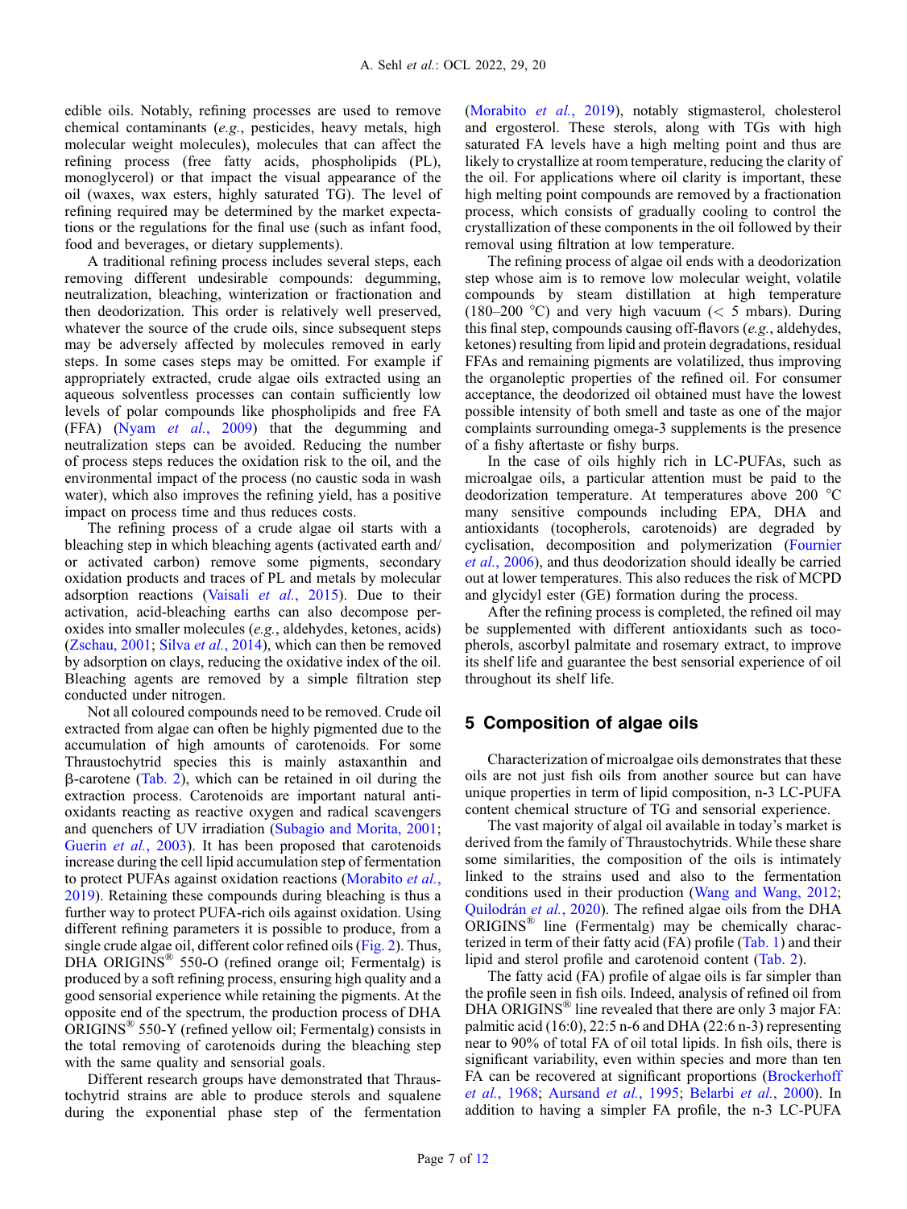edible oils. Notably, refining processes are used to remove chemical contaminants (*e.g.*, pesticides, heavy metals, high molecular weight molecules), molecules that can affect the refining process (free fatty acids, phospholipids (PL), monoglycerol) or that impact the visual appearance of the oil (waxes, wax esters, highly saturated TG). The level of refining required may be determined by the market expectations or the regulations for the final use (such as infant food, food and beverages, or dietary supplements).

A traditional refining process includes several steps, each removing different undesirable compounds: degumming, neutralization, bleaching, winterization or fractionation and then deodorization. This order is relatively well preserved, whatever the source of the crude oils, since subsequent steps may be adversely affected by molecules removed in early steps. In some cases steps may be omitted. For example if appropriately extracted, crude algae oils extracted using an aqueous solventless processes can contain sufficiently low levels of polar compounds like phospholipids and free FA (FFA) (Nyam *et al.*, 2009) that the degumming and neutralization steps can be avoided. Reducing the number of process steps reduces the oxidation risk to the oil, and the environmental impact of the process (no caustic soda in wash water), which also improves the refining yield, has a positive impact on process time and thus reduces costs.

The refining process of a crude algae oil starts with a bleaching step in which bleaching agents (activated earth and/or activated carbon) remove some pigments, secondary oxidation products and traces of PL and metals by molecular adsorption reactions (Vaisali *et al.*, 2015). Due to their activation, acid-bleaching earths can also decompose peroxides into smaller molecules (*e.g.*, aldehydes, ketones, acids) (Zschau, 2001; Silva *et al.*, 2014), which can then be removed by adsorption on clays, reducing the oxidative index of the oil. Bleaching agents are removed by a simple filtration step conducted under nitrogen.

Not all coloured compounds need to be removed. Crude oil extracted from algae can often be highly pigmented due to the accumulation of high amounts of carotenoids. For some Thraustochytrid species this is mainly astaxanthin and β-carotene (Tab. 2), which can be retained in oil during the extraction process. Carotenoids are important natural antioxidants reacting as reactive oxygen and radical scavengers and quenchers of UV irradiation (Subagio and Morita, 2001; Guerin *et al.*, 2003). It has been proposed that carotenoids increase during the cell lipid accumulation step of fermentation to protect PUFAs against oxidation reactions (Morabito *et al.*, 2019). Retaining these compounds during bleaching is thus a further way to protect PUFA-rich oils against oxidation. Using different refining parameters it is possible to produce, from a single crude algae oil, different color refined oils (Fig. 2). Thus, DHA ORIGINS® 550-O (refined orange oil; Fermentalg) is produced by a soft refining process, ensuring high quality and a good sensorial experience while retaining the pigments. At the opposite end of the spectrum, the production process of DHA ORIGINS® 550-Y (refined yellow oil; Fermentalg) consists in the total removing of carotenoids during the bleaching step with the same quality and sensorial goals.

Different research groups have demonstrated that Thraustochytrid strains are able to produce sterols and squalene during the exponential phase step of the fermentation (Morabito *et al.*, 2019), notably stigmasterol, cholesterol and ergosterol. These sterols, along with TGs with high saturated FA levels have a high melting point and thus are likely to crystallize at room temperature, reducing the clarity of the oil. For applications where oil clarity is important, these high melting point compounds are removed by a fractionation process, which consists of gradually cooling to control the crystallization of these components in the oil followed by their removal using filtration at low temperature.

The refining process of algae oil ends with a deodorization step whose aim is to remove low molecular weight, volatile compounds by steam distillation at high temperature (180–200 °C) and very high vacuum (< 5 mbars). During this final step, compounds causing off-flavors (*e.g.*, aldehydes, ketones) resulting from lipid and protein degradations, residual FFAs and remaining pigments are volatilized, thus improving the organoleptic properties of the refined oil. For consumer acceptance, the deodorized oil obtained must have the lowest possible intensity of both smell and taste as one of the major complaints surrounding omega-3 supplements is the presence of a fishy aftertaste or fishy burps.

In the case of oils highly rich in LC-PUFAs, such as microalgae oils, a particular attention must be paid to the deodorization temperature. At temperatures above 200 °C many sensitive compounds including EPA, DHA and antioxidants (tocopherols, carotenoids) are degraded by cyclisation, decomposition and polymerization (Fournier *et al.*, 2006), and thus deodorization should ideally be carried out at lower temperatures. This also reduces the risk of MCPD and glycidyl ester (GE) formation during the process.

After the refining process is completed, the refined oil may be supplemented with different antioxidants such as tocopherols, ascorbyl palmitate and rosemary extract, to improve its shelf life and guarantee the best sensorial experience of oil throughout its shelf life.

## 5 Composition of algae oils

Characterization of microalgae oils demonstrates that these oils are not just fish oils from another source but can have unique properties in term of lipid composition, n-3 LC-PUFA content chemical structure of TG and sensorial experience.

The vast majority of algal oil available in today's market is derived from the family of Thraustochytrids. While these share some similarities, the composition of the oils is intimately linked to the strains used and also to the fermentation conditions used in their production (Wang and Wang, 2012; Quilodrán *et al.*, 2020). The refined algae oils from the DHA ORIGINS® line (Fermentalg) may be chemically characterized in term of their fatty acid (FA) profile (Tab. 1) and their lipid and sterol profile and carotenoid content (Tab. 2).

The fatty acid (FA) profile of algae oils is far simpler than the profile seen in fish oils. Indeed, analysis of refined oil from DHA ORIGINS® line revealed that there are only 3 major FA: palmitic acid (16:0), 22:5 n-6 and DHA (22:6 n-3) representing near to 90% of total FA of oil total lipids. In fish oils, there is significant variability, even within species and more than ten FA can be recovered at significant proportions (Brockerhoff *et al.*, 1968; Aursand *et al.*, 1995; Belarbi *et al.*, 2000). In addition to having a simpler FA profile, the n-3 LC-PUFA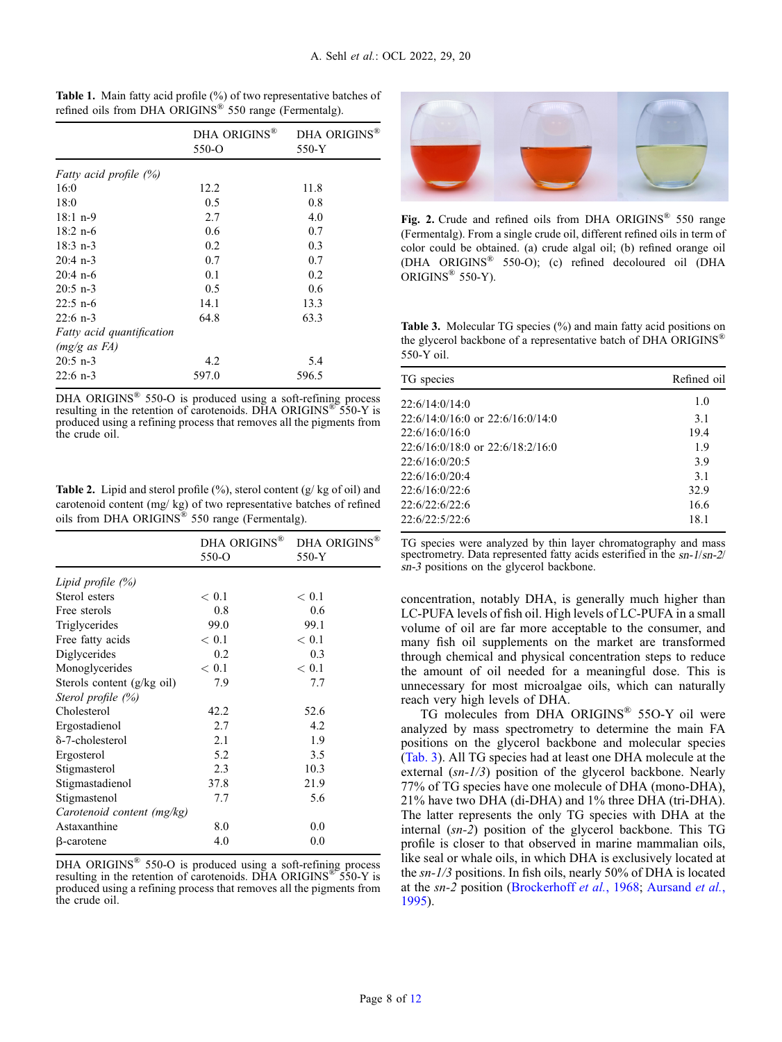**Table 1.** Main fatty acid profile (%) of two representative batches of refined oils from DHA ORIGINS® 550 range (Fermentalg).

| | DHA ORIGINS® 550-O | DHA ORIGINS® 550-Y |
|---|---|---|
| *Fatty acid profile (%)* | | |
| 16:0 | 12.2 | 11.8 |
| 18:0 | 0.5 | 0.8 |
| 18:1 n-9 | 2.7 | 4.0 |
| 18:2 n-6 | 0.6 | 0.7 |
| 18:3 n-3 | 0.2 | 0.3 |
| 20:4 n-3 | 0.7 | 0.7 |
| 20:4 n-6 | 0.1 | 0.2 |
| 20:5 n-3 | 0.5 | 0.6 |
| 22:5 n-6 | 14.1 | 13.3 |
| 22:6 n-3 | 64.8 | 63.3 |
| *Fatty acid quantification (mg/g as FA)* | | |
| 20:5 n-3 | 4.2 | 5.4 |
| 22:6 n-3 | 597.0 | 596.5 |

DHA ORIGINS® 550-O is produced using a soft-refining process resulting in the retention of carotenoids. DHA ORIGINS® 550-Y is produced using a refining process that removes all the pigments from the crude oil.

**Table 2.** Lipid and sterol profile (%), sterol content (g/ kg of oil) and carotenoid content (mg/ kg) of two representative batches of refined oils from DHA ORIGINS® 550 range (Fermentalg).

| | DHA ORIGINS® 550-O | DHA ORIGINS® 550-Y |
|---|---|---|
| *Lipid profile (%)* | | |
| Sterol esters | < 0.1 | < 0.1 |
| Free sterols | 0.8 | 0.6 |
| Triglycerides | 99.0 | 99.1 |
| Free fatty acids | < 0.1 | < 0.1 |
| Diglycerides | 0.2 | 0.3 |
| Monoglycerides | < 0.1 | < 0.1 |
| Sterols content (g/kg oil) | 7.9 | 7.7 |
| *Sterol profile (%)* | | |
| Cholesterol | 42.2 | 52.6 |
| Ergostadienol | 2.7 | 4.2 |
| δ-7-cholesterol | 2.1 | 1.9 |
| Ergosterol | 5.2 | 3.5 |
| Stigmasterol | 2.3 | 10.3 |
| Stigmastadienol | 37.8 | 21.9 |
| Stigmastenol | 7.7 | 5.6 |
| *Carotenoid content (mg/kg)* | | |
| Astaxanthine | 8.0 | 0.0 |
| β-carotene | 4.0 | 0.0 |

DHA ORIGINS® 550-O is produced using a soft-refining process resulting in the retention of carotenoids. DHA ORIGINS® 550-Y is produced using a refining process that removes all the pigments from the crude oil.

**Fig. 2.** Crude and refined oils from DHA ORIGINS® 550 range (Fermentalg). From a single crude oil, different refined oils in term of color could be obtained. (a) crude algal oil; (b) refined orange oil (DHA ORIGINS® 550-O); (c) refined decoloured oil (DHA ORIGINS® 550-Y).

**Table 3.** Molecular TG species (%) and main fatty acid positions on the glycerol backbone of a representative batch of DHA ORIGINS® 550-Y oil.

| TG species | Refined oil |
|---|---|
| 22:6/14:0/14:0 | 1.0 |
| 22:6/14:0/16:0 or 22:6/16:0/14:0 | 3.1 |
| 22:6/16:0/16:0 | 19.4 |
| 22:6/16:0/18:0 or 22:6/18:2/16:0 | 1.9 |
| 22:6/16:0/20:5 | 3.9 |
| 22:6/16:0/20:4 | 3.1 |
| 22:6/16:0/22:6 | 32.9 |
| 22:6/22:6/22:6 | 16.6 |
| 22:6/22:5/22:6 | 18.1 |

TG species were analyzed by thin layer chromatography and mass spectrometry. Data represented fatty acids esterified in the *sn-1*/*sn-2*/*sn-3* positions on the glycerol backbone.

concentration, notably DHA, is generally much higher than LC-PUFA levels of fish oil. High levels of LC-PUFA in a small volume of oil are far more acceptable to the consumer, and many fish oil supplements on the market are transformed through chemical and physical concentration steps to reduce the amount of oil needed for a meaningful dose. This is unnecessary for most microalgae oils, which can naturally reach very high levels of DHA.

TG molecules from DHA ORIGINS® 550-Y oil were analyzed by mass spectrometry to determine the main FA positions on the glycerol backbone and molecular species (Tab. 3). All TG species had at least one DHA molecule at the external (*sn-1/3*) position of the glycerol backbone. Nearly 77% of TG species have one molecule of DHA (mono-DHA), 21% have two DHA (di-DHA) and 1% three DHA (tri-DHA). The latter represents the only TG species with DHA at the internal (*sn-2*) position of the glycerol backbone. This TG profile is closer to that observed in marine mammalian oils, like seal or whale oils, in which DHA is exclusively located at the *sn-1/3* positions. In fish oils, nearly 50% of DHA is located at the *sn-2* position (Brockerhoff *et al.*, 1968; Aursand *et al.*, 1995).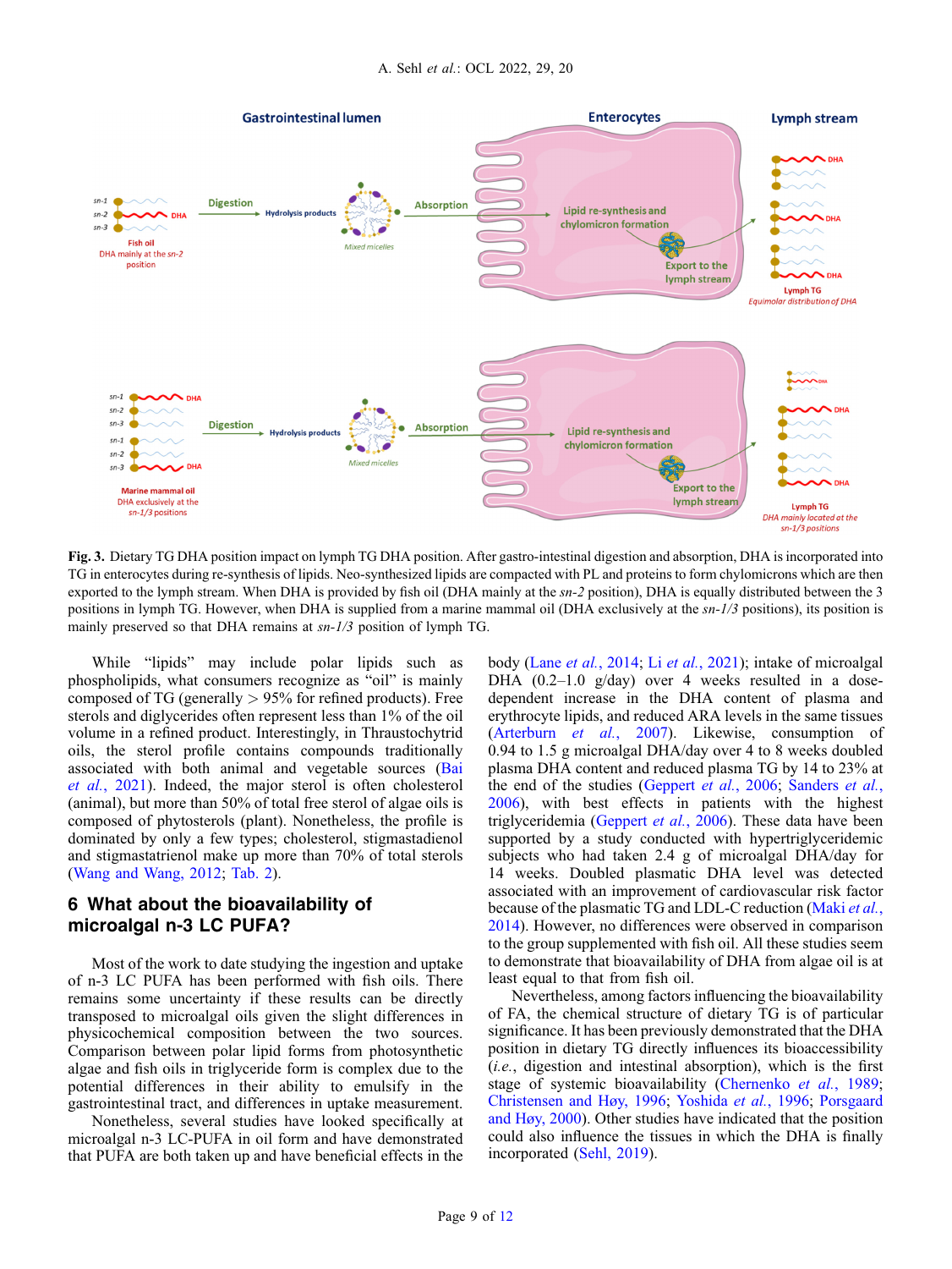**Fig. 3.** Dietary TG DHA position impact on lymph TG DHA position. After gastro-intestinal digestion and absorption, DHA is incorporated into TG in enterocytes during re-synthesis of lipids. Neo-synthesized lipids are compacted with PL and proteins to form chylomicrons which are then exported to the lymph stream. When DHA is provided by fish oil (DHA mainly at the *sn-2* position), DHA is equally distributed between the 3 positions in lymph TG. However, when DHA is supplied from a marine mammal oil (DHA exclusively at the *sn-1/3* positions), its position is mainly preserved so that DHA remains at *sn-1/3* position of lymph TG.

While "lipids" may include polar lipids such as phospholipids, what consumers recognize as "oil" is mainly composed of TG (generally > 95% for refined products). Free sterols and diglycerides often represent less than 1% of the oil volume in a refined product. Interestingly, in Thraustochytrid oils, the sterol profile contains compounds traditionally associated with both animal and vegetable sources (Bai *et al.*, 2021). Indeed, the major sterol is often cholesterol (animal), but more than 50% of total free sterol of algae oils is composed of phytosterols (plant). Nonetheless, the profile is dominated by only a few types; cholesterol, stigmastadienol and stigmastatrienol make up more than 70% of total sterols (Wang and Wang, 2012; Tab. 2).

## 6 What about the bioavailability of microalgal n-3 LC PUFA?

Most of the work to date studying the ingestion and uptake of n-3 LC PUFA has been performed with fish oils. There remains some uncertainty if these results can be directly transposed to microalgal oils given the slight differences in physicochemical composition between the two sources. Comparison between polar lipid forms from photosynthetic algae and fish oils in triglyceride form is complex due to the potential differences in their ability to emulsify in the gastrointestinal tract, and differences in uptake measurement.

Nonetheless, several studies have looked specifically at microalgal n-3 LC-PUFA in oil form and have demonstrated that PUFA are both taken up and have beneficial effects in the body (Lane *et al.*, 2014; Li *et al.*, 2021); intake of microalgal DHA (0.2–1.0 g/day) over 4 weeks resulted in a dose-dependent increase in the DHA content of plasma and erythrocyte lipids, and reduced ARA levels in the same tissues (Arterburn *et al.*, 2007). Likewise, consumption of 0.94 to 1.5 g microalgal DHA/day over 4 to 8 weeks doubled plasma DHA content and reduced plasma TG by 14 to 23% at the end of the studies (Geppert *et al.*, 2006; Sanders *et al.*, 2006), with best effects in patients with the highest triglyceridemia (Geppert *et al.*, 2006). These data have been supported by a study conducted with hypertriglyceridemic subjects who had taken 2.4 g of microalgal DHA/day for 14 weeks. Doubled plasmatic DHA level was detected associated with an improvement of cardiovascular risk factor because of the plasmatic TG and LDL-C reduction (Maki *et al.*, 2014). However, no differences were observed in comparison to the group supplemented with fish oil. All these studies seem to demonstrate that bioavailability of DHA from algae oil is at least equal to that from fish oil.

Nevertheless, among factors influencing the bioavailability of FA, the chemical structure of dietary TG is of particular significance. It has been previously demonstrated that the DHA position in dietary TG directly influences its bioaccessibility (*i.e.*, digestion and intestinal absorption), which is the first stage of systemic bioavailability (Chernenko *et al.*, 1989; Christensen and Høy, 1996; Yoshida *et al.*, 1996; Porsgaard and Høy, 2000). Other studies have indicated that the position could also influence the tissues in which the DHA is finally incorporated (Sehl, 2019).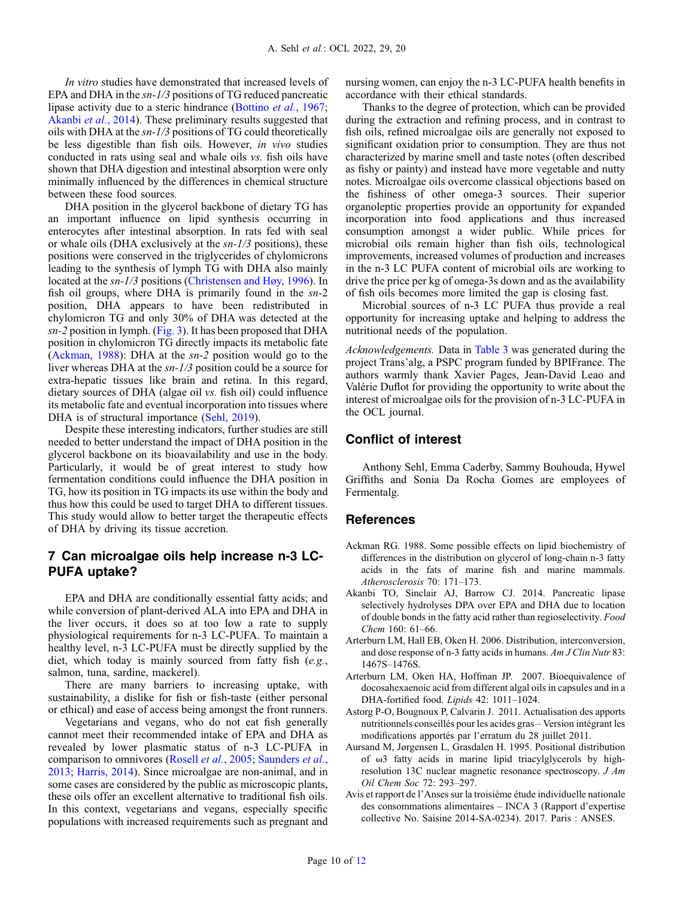*In vitro* studies have demonstrated that increased levels of EPA and DHA in the *sn-1/3* positions of TG reduced pancreatic lipase activity due to a steric hindrance (Bottino *et al.*, 1967; Akanbi *et al.*, 2014). These preliminary results suggested that oils with DHA at the *sn-1/3* positions of TG could theoretically be less digestible than fish oils. However, *in vivo* studies conducted in rats using seal and whale oils *vs.* fish oils have shown that DHA digestion and intestinal absorption were only minimally influenced by the differences in chemical structure between these food sources.

DHA position in the glycerol backbone of dietary TG has an important influence on lipid synthesis occurring in enterocytes after intestinal absorption. In rats fed with seal or whale oils (DHA exclusively at the *sn-1/3* positions), these positions were conserved in the triglycerides of chylomicrons leading to the synthesis of lymph TG with DHA also mainly located at the *sn-1/3* positions (Christensen and Høy, 1996). In fish oil groups, where DHA is primarily found in the *sn*-2 position, DHA appears to have been redistributed in chylomicron TG and only 30% of DHA was detected at the *sn-2* position in lymph. (Fig. 3). It has been proposed that DHA position in chylomicron TG directly impacts its metabolic fate (Ackman, 1988): DHA at the *sn-2* position would go to the liver whereas DHA at the *sn-1/3* position could be a source for extra-hepatic tissues like brain and retina. In this regard, dietary sources of DHA (algae oil *vs.* fish oil) could influence its metabolic fate and eventual incorporation into tissues where DHA is of structural importance (Sehl, 2019).

Despite these interesting indicators, further studies are still needed to better understand the impact of DHA position in the glycerol backbone on its bioavailability and use in the body. Particularly, it would be of great interest to study how fermentation conditions could influence the DHA position in TG, how its position in TG impacts its use within the body and thus how this could be used to target DHA to different tissues. This study would allow to better target the therapeutic effects of DHA by driving its tissue accretion.

## 7 Can microalgae oils help increase n-3 LC-PUFA uptake?

EPA and DHA are conditionally essential fatty acids; and while conversion of plant-derived ALA into EPA and DHA in the liver occurs, it does so at too low a rate to supply physiological requirements for n-3 LC-PUFA. To maintain a healthy level, n-3 LC-PUFA must be directly supplied by the diet, which today is mainly sourced from fatty fish (*e.g.*, salmon, tuna, sardine, mackerel).

There are many barriers to increasing uptake, with sustainability, a dislike for fish or fish-taste (either personal or ethical) and ease of access being amongst the front runners.

Vegetarians and vegans, who do not eat fish generally cannot meet their recommended intake of EPA and DHA as revealed by lower plasmatic status of n-3 LC-PUFA in comparison to omnivores (Rosell *et al.*, 2005; Saunders *et al.*, 2013; Harris, 2014). Since microalgae are non-animal, and in some cases are considered by the public as microscopic plants, these oils offer an excellent alternative to traditional fish oils. In this context, vegetarians and vegans, especially specific populations with increased requirements such as pregnant and nursing women, can enjoy the n-3 LC-PUFA health benefits in accordance with their ethical standards.

Thanks to the degree of protection, which can be provided during the extraction and refining process, and in contrast to fish oils, refined microalgae oils are generally not exposed to significant oxidation prior to consumption. They are thus not characterized by marine smell and taste notes (often described as fishy or painty) and instead have more vegetable and nutty notes. Microalgae oils overcome classical objections based on the fishiness of other omega-3 sources. Their superior organoleptic properties provide an opportunity for expanded incorporation into food applications and thus increased consumption amongst a wider public. While prices for microbial oils remain higher than fish oils, technological improvements, increased volumes of production and increases in the n-3 LC PUFA content of microbial oils are working to drive the price per kg of omega-3s down and as the availability of fish oils becomes more limited the gap is closing fast.

Microbial sources of n-3 LC PUFA thus provide a real opportunity for increasing uptake and helping to address the nutritional needs of the population.

*Acknowledgements.* Data in Table 3 was generated during the project Trans'alg, a PSPC program funded by BPIFrance. The authors warmly thank Xavier Pages, Jean-David Leao and Valérie Duflot for providing the opportunity to write about the interest of microalgae oils for the provision of n-3 LC-PUFA in the OCL journal.

## Conflict of interest

Anthony Sehl, Emma Caderby, Sammy Bouhouda, Hywel Griffiths and Sonia Da Rocha Gomes are employees of Fermentalg.

## References

Ackman RG. 1988. Some possible effects on lipid biochemistry of differences in the distribution on glycerol of long-chain n-3 fatty acids in the fats of marine fish and marine mammals. *Atherosclerosis* 70: 171–173.

Akanbi TO, Sinclair AJ, Barrow CJ. 2014. Pancreatic lipase selectively hydrolyses DPA over EPA and DHA due to location of double bonds in the fatty acid rather than regioselectivity. *Food Chem* 160: 61–66.

Arterburn LM, Hall EB, Oken H. 2006. Distribution, interconversion, and dose response of n-3 fatty acids in humans. *Am J Clin Nutr* 83: 1467S–1476S.

Arterburn LM, Oken HA, Hoffman JP. 2007. Bioequivalence of docosahexaenoic acid from different algal oils in capsules and in a DHA-fortified food. *Lipids* 42: 1011–1024.

Astorg P-O, Bougnoux P, Calvarin J. 2011. Actualisation des apports nutritionnels conseillés pour les acides gras – Version intégrant les modifications apportés par l'erratum du 28 juillet 2011.

Aursand M, Jørgensen L, Grasdalen H. 1995. Positional distribution of ω3 fatty acids in marine lipid triacylglycerols by high-resolution 13C nuclear magnetic resonance spectroscopy. *J Am Oil Chem Soc* 72: 293–297.

Avis et rapport de l'Anses sur la troisième étude individuelle nationale des consommations alimentaires – INCA 3 (Rapport d'expertise collective No. Saisine 2014-SA-0234). 2017. Paris : ANSES.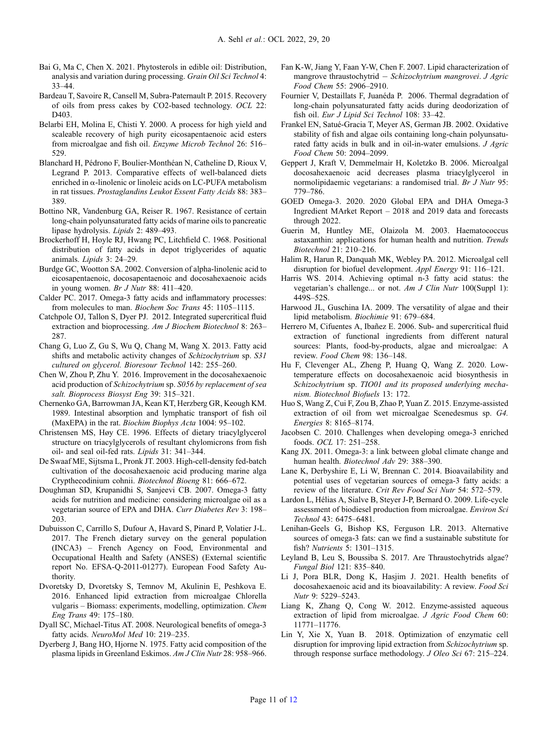Bai G, Ma C, Chen X. 2021. Phytosterols in edible oil: Distribution, analysis and variation during processing. *Grain Oil Sci Technol* 4: 33–44.

Bardeau T, Savoire R, Cansell M, Subra-Paternault P. 2015. Recovery of oils from press cakes by CO2-based technology. *OCL* 22: D403.

Belarbi EH, Molina E, Chisti Y. 2000. A process for high yield and scaleable recovery of high purity eicosapentaenoic acid esters from microalgae and fish oil. *Enzyme Microb Technol* 26: 516–529.

Blanchard H, Pédrono F, Boulier-Monthéan N, Catheline D, Rioux V, Legrand P. 2013. Comparative effects of well-balanced diets enriched in α-linolenic or linoleic acids on LC-PUFA metabolism in rat tissues. *Prostaglandins Leukot Essent Fatty Acids* 88: 383–389.

Bottino NR, Vandenburg GA, Reiser R. 1967. Resistance of certain long-chain polyunsaturated fatty acids of marine oils to pancreatic lipase hydrolysis. *Lipids* 2: 489–493.

Brockerhoff H, Hoyle RJ, Hwang PC, Litchfield C. 1968. Positional distribution of fatty acids in depot triglycerides of aquatic animals. *Lipids* 3: 24–29.

Burdge GC, Wootton SA. 2002. Conversion of alpha-linolenic acid to eicosapentaenoic, docosapentaenoic and docosahexaenoic acids in young women. *Br J Nutr* 88: 411–420.

Calder PC. 2017. Omega-3 fatty acids and inflammatory processes: from molecules to man. *Biochem Soc Trans* 45: 1105–1115.

Catchpole OJ, Tallon S, Dyer PJ. 2012. Integrated supercritical fluid extraction and bioprocessing. *Am J Biochem Biotechnol* 8: 263–287.

Chang G, Luo Z, Gu S, Wu Q, Chang M, Wang X. 2013. Fatty acid shifts and metabolic activity changes of *Schizochytrium* sp. *S31 cultured on glycerol. Bioresour Technol* 142: 255–260.

Chen W, Zhou P, Zhu Y. 2016. Improvement in the docosahexaenoic acid production of *Schizochytrium* sp. *S056 by replacement of sea salt. Bioprocess Biosyst Eng* 39: 315–321.

Chernenko GA, Barrowman JA, Kean KT, Herzberg GR, Keough KM. 1989. Intestinal absorption and lymphatic transport of fish oil (MaxEPA) in the rat. *Biochim Biophys Acta* 1004: 95–102.

Christensen MS, Høy CE. 1996. Effects of dietary triacylglycerol structure on triacylglycerols of resultant chylomicrons from fish oil- and seal oil-fed rats. *Lipids* 31: 341–344.

De Swaaf ME, Sijtsma L, Pronk JT. 2003. High-cell-density fed-batch cultivation of the docosahexaenoic acid producing marine alga Crypthecodinium cohnii. *Biotechnol Bioeng* 81: 666–672.

Doughman SD, Krupanidhi S, Sanjeevi CB. 2007. Omega-3 fatty acids for nutrition and medicine: considering microalgae oil as a vegetarian source of EPA and DHA. *Curr Diabetes Rev* 3: 198–203.

Dubuisson C, Carrillo S, Dufour A, Havard S, Pinard P, Volatier J-L. 2017. The French dietary survey on the general population (INCA3) – French Agency on Food, Environmental and Occupational Health and Safety (ANSES) (External scientific report No. EFSA-Q-2011-01277). European Food Safety Authority.

Dvoretsky D, Dvoretsky S, Temnov M, Akulinin E, Peshkova E. 2016. Enhanced lipid extraction from microalgae Chlorella vulgaris – Biomass: experiments, modelling, optimization. *Chem Eng Trans* 49: 175–180.

Dyall SC, Michael-Titus AT. 2008. Neurological benefits of omega-3 fatty acids. *NeuroMol Med* 10: 219–235.

Dyerberg J, Bang HO, Hjorne N. 1975. Fatty acid composition of the plasma lipids in Greenland Eskimos. *Am J Clin Nutr* 28: 958–966.

Fan K-W, Jiang Y, Faan Y-W, Chen F. 2007. Lipid characterization of mangrove thraustochytrid – *Schizochytrium mangrovei*. *J Agric Food Chem* 55: 2906–2910.

Fournier V, Destaillats F, Juanéda P. 2006. Thermal degradation of long-chain polyunsaturated fatty acids during deodorization of fish oil. *Eur J Lipid Sci Technol* 108: 33–42.

Frankel EN, Satué-Gracia T, Meyer AS, German JB. 2002. Oxidative stability of fish and algae oils containing long-chain polyunsaturated fatty acids in bulk and in oil-in-water emulsions. *J Agric Food Chem* 50: 2094–2099.

Geppert J, Kraft V, Demmelmair H, Koletzko B. 2006. Microalgal docosahexaenoic acid decreases plasma triacylglycerol in normolipidaemic vegetarians: a randomised trial. *Br J Nutr* 95: 779–786.

GOED Omega-3. 2020. 2020 Global EPA and DHA Omega-3 Ingredient MArket Report – 2018 and 2019 data and forecasts through 2022.

Guerin M, Huntley ME, Olaizola M. 2003. Haematococcus astaxanthin: applications for human health and nutrition. *Trends Biotechnol* 21: 210–216.

Halim R, Harun R, Danquah MK, Webley PA. 2012. Microalgal cell disruption for biofuel development. *Appl Energy* 91: 116–121.

Harris WS. 2014. Achieving optimal n-3 fatty acid status: the vegetarian's challenge... or not. *Am J Clin Nutr* 100(Suppl 1): 449S–52S.

Harwood JL, Guschina IA. 2009. The versatility of algae and their lipid metabolism. *Biochimie* 91: 679–684.

Herrero M, Cifuentes A, Ibañez E. 2006. Sub- and supercritical fluid extraction of functional ingredients from different natural sources: Plants, food-by-products, algae and microalgae: A review. *Food Chem* 98: 136–148.

Hu F, Clevenger AL, Zheng P, Huang Q, Wang Z. 2020. Low-temperature effects on docosahexaenoic acid biosynthesis in *Schizochytrium* sp. *TIO01 and its proposed underlying mechanism. Biotechnol Biofuels* 13: 172.

Huo S, Wang Z, Cui F, Zou B, Zhao P, Yuan Z. 2015. Enzyme-assisted extraction of oil from wet microalgae Scenedesmus sp. *G4. Energies* 8: 8165–8174.

Jacobsen C. 2010. Challenges when developing omega-3 enriched foods. *OCL* 17: 251–258.

Kang JX. 2011. Omega-3: a link between global climate change and human health. *Biotechnol Adv* 29: 388–390.

Lane K, Derbyshire E, Li W, Brennan C. 2014. Bioavailability and potential uses of vegetarian sources of omega-3 fatty acids: a review of the literature. *Crit Rev Food Sci Nutr* 54: 572–579.

Lardon L, Hélias A, Sialve B, Steyer J-P, Bernard O. 2009. Life-cycle assessment of biodiesel production from microalgae. *Environ Sci Technol* 43: 6475–6481.

Lenihan-Geels G, Bishop KS, Ferguson LR. 2013. Alternative sources of omega-3 fats: can we find a sustainable substitute for fish? *Nutrients* 5: 1301–1315.

Leyland B, Leu S, Boussiba S. 2017. Are Thraustochytrids algae? *Fungal Biol* 121: 835–840.

Li J, Pora BLR, Dong K, Hasjim J. 2021. Health benefits of docosahexaenoic acid and its bioavailability: A review. *Food Sci Nutr* 9: 5229–5243.

Liang K, Zhang Q, Cong W. 2012. Enzyme-assisted aqueous extraction of lipid from microalgae. *J Agric Food Chem* 60: 11771–11776.

Lin Y, Xie X, Yuan B. 2018. Optimization of enzymatic cell disruption for improving lipid extraction from *Schizochytrium* sp. through response surface methodology. *J Oleo Sci* 67: 215–224.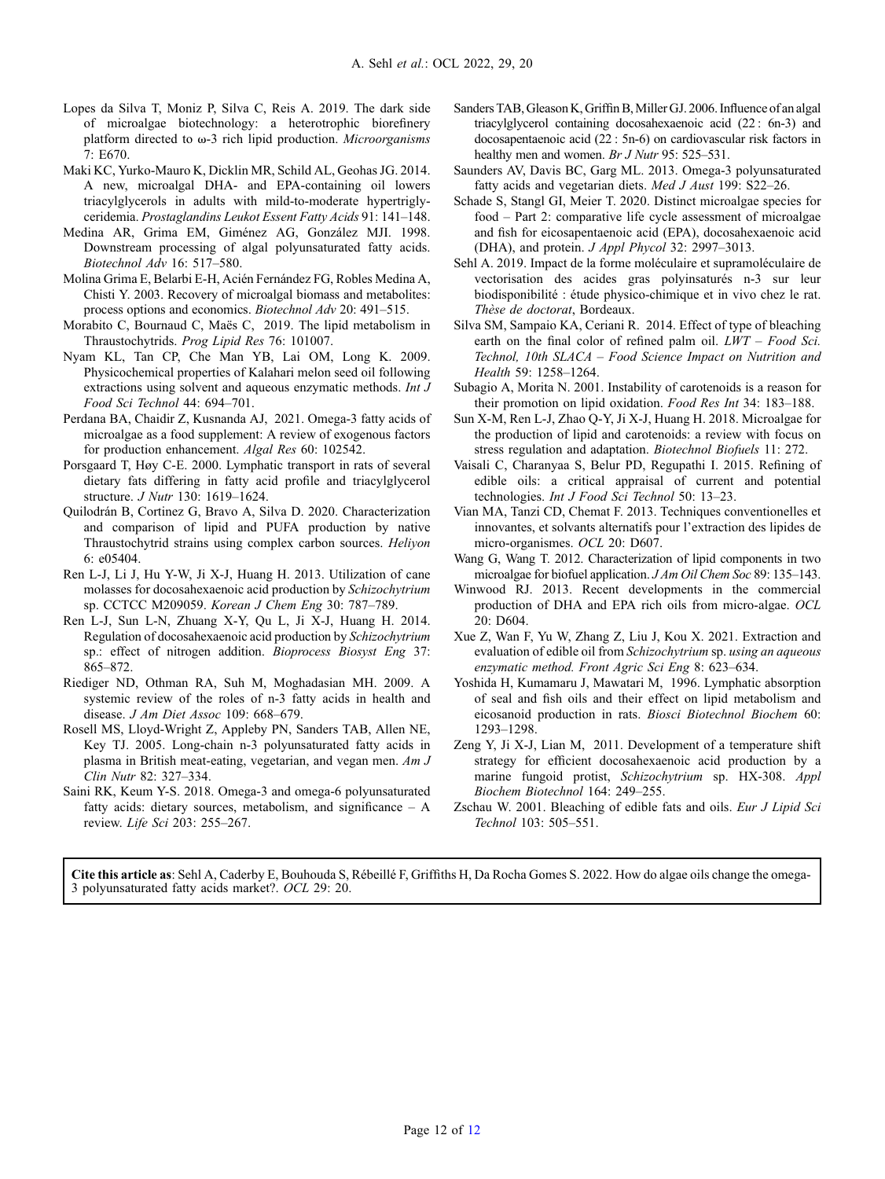Lopes da Silva T, Moniz P, Silva C, Reis A. 2019. The dark side of microalgae biotechnology: a heterotrophic biorefinery platform directed to ω-3 rich lipid production. *Microorganisms* 7: E670.

Maki KC, Yurko-Mauro K, Dicklin MR, Schild AL, Geohas JG. 2014. A new, microalgal DHA- and EPA-containing oil lowers triacylglycerols in adults with mild-to-moderate hypertriglyceridemia. *Prostaglandins Leukot Essent Fatty Acids* 91: 141–148.

Medina AR, Grima EM, Giménez AG, González MJI. 1998. Downstream processing of algal polyunsaturated fatty acids. *Biotechnol Adv* 16: 517–580.

Molina Grima E, Belarbi E-H, Acién Fernández FG, Robles Medina A, Chisti Y. 2003. Recovery of microalgal biomass and metabolites: process options and economics. *Biotechnol Adv* 20: 491–515.

Morabito C, Bournaud C, Maës C, 2019. The lipid metabolism in Thraustochytrids. *Prog Lipid Res* 76: 101007.

Nyam KL, Tan CP, Che Man YB, Lai OM, Long K. 2009. Physicochemical properties of Kalahari melon seed oil following extractions using solvent and aqueous enzymatic methods. *Int J Food Sci Technol* 44: 694–701.

Perdana BA, Chaidir Z, Kusnanda AJ, 2021. Omega-3 fatty acids of microalgae as a food supplement: A review of exogenous factors for production enhancement. *Algal Res* 60: 102542.

Porsgaard T, Høy C-E. 2000. Lymphatic transport in rats of several dietary fats differing in fatty acid profile and triacylglycerol structure. *J Nutr* 130: 1619–1624.

Quilodrán B, Cortinez G, Bravo A, Silva D. 2020. Characterization and comparison of lipid and PUFA production by native Thraustochytrid strains using complex carbon sources. *Heliyon* 6: e05404.

Ren L-J, Li J, Hu Y-W, Ji X-J, Huang H. 2013. Utilization of cane molasses for docosahexaenoic acid production by *Schizochytrium* sp. CCTCC M209059. *Korean J Chem Eng* 30: 787–789.

Ren L-J, Sun L-N, Zhuang X-Y, Qu L, Ji X-J, Huang H. 2014. Regulation of docosahexaenoic acid production by *Schizochytrium* sp.: effect of nitrogen addition. *Bioprocess Biosyst Eng* 37: 865–872.

Riediger ND, Othman RA, Suh M, Moghadasian MH. 2009. A systemic review of the roles of n-3 fatty acids in health and disease. *J Am Diet Assoc* 109: 668–679.

Rosell MS, Lloyd-Wright Z, Appleby PN, Sanders TAB, Allen NE, Key TJ. 2005. Long-chain n-3 polyunsaturated fatty acids in plasma in British meat-eating, vegetarian, and vegan men. *Am J Clin Nutr* 82: 327–334.

Saini RK, Keum Y-S. 2018. Omega-3 and omega-6 polyunsaturated fatty acids: dietary sources, metabolism, and significance – A review. *Life Sci* 203: 255–267.

Sanders TAB, Gleason K, Griffin B, Miller GJ. 2006. Influence of an algal triacylglycerol containing docosahexaenoic acid (22 : 6n-3) and docosapentaenoic acid (22 : 5n-6) on cardiovascular risk factors in healthy men and women. *Br J Nutr* 95: 525–531.

Saunders AV, Davis BC, Garg ML. 2013. Omega-3 polyunsaturated fatty acids and vegetarian diets. *Med J Aust* 199: S22–26.

Schade S, Stangl GI, Meier T. 2020. Distinct microalgae species for food – Part 2: comparative life cycle assessment of microalgae and fish for eicosapentaenoic acid (EPA), docosahexaenoic acid (DHA), and protein. *J Appl Phycol* 32: 2997–3013.

Sehl A. 2019. Impact de la forme moléculaire et supramoléculaire de vectorisation des acides gras polyinsaturés n-3 sur leur biodisponibilité : étude physico-chimique et in vivo chez le rat. *Thèse de doctorat*, Bordeaux.

Silva SM, Sampaio KA, Ceriani R. 2014. Effect of type of bleaching earth on the final color of refined palm oil. *LWT – Food Sci. Technol, 10th SLACA – Food Science Impact on Nutrition and Health* 59: 1258–1264.

Subagio A, Morita N. 2001. Instability of carotenoids is a reason for their promotion on lipid oxidation. *Food Res Int* 34: 183–188.

Sun X-M, Ren L-J, Zhao Q-Y, Ji X-J, Huang H. 2018. Microalgae for the production of lipid and carotenoids: a review with focus on stress regulation and adaptation. *Biotechnol Biofuels* 11: 272.

Vaisali C, Charanyaa S, Belur PD, Regupathi I. 2015. Refining of edible oils: a critical appraisal of current and potential technologies. *Int J Food Sci Technol* 50: 13–23.

Vian MA, Tanzi CD, Chemat F. 2013. Techniques conventionelles et innovantes, et solvants alternatifs pour l'extraction des lipides de micro-organismes. *OCL* 20: D607.

Wang G, Wang T. 2012. Characterization of lipid components in two microalgae for biofuel application. *J Am Oil Chem Soc* 89: 135–143.

Winwood RJ. 2013. Recent developments in the commercial production of DHA and EPA rich oils from micro-algae. *OCL* 20: D604.

Xue Z, Wan F, Yu W, Zhang Z, Liu J, Kou X. 2021. Extraction and evaluation of edible oil from *Schizochytrium* sp. *using an aqueous enzymatic method. Front Agric Sci Eng* 8: 623–634.

Yoshida H, Kumamaru J, Mawatari M, 1996. Lymphatic absorption of seal and fish oils and their effect on lipid metabolism and eicosanoid production in rats. *Biosci Biotechnol Biochem* 60: 1293–1298.

Zeng Y, Ji X-J, Lian M, 2011. Development of a temperature shift strategy for efficient docosahexaenoic acid production by a marine fungoid protist, *Schizochytrium* sp. HX-308. *Appl Biochem Biotechnol* 164: 249–255.

Zschau W. 2001. Bleaching of edible fats and oils. *Eur J Lipid Sci Technol* 103: 505–551.

**Cite this article as**: Sehl A, Caderby E, Bouhouda S, Rébeillé F, Griffiths H, Da Rocha Gomes S. 2022. How do algae oils change the omega-3 polyunsaturated fatty acids market?. *OCL* 29: 20.